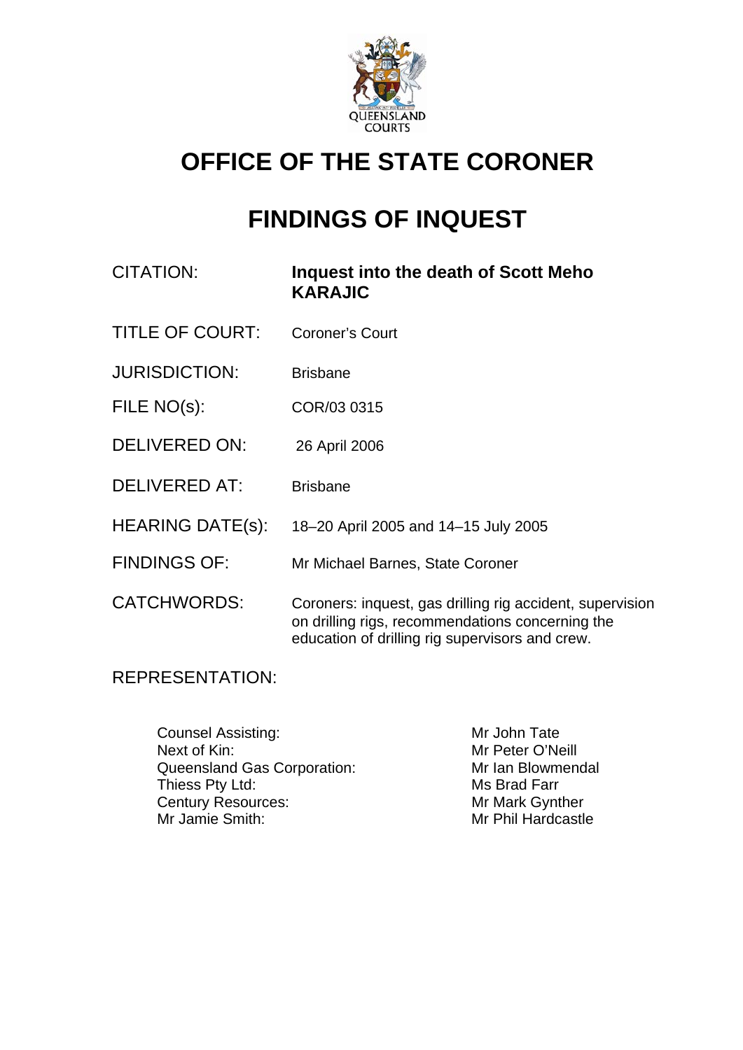# OFFICE OF THE STATE CORONER

# FINDINGS OF INQUEST

| | |
|---|---|
| CITATION: | **Inquest into the death of Scott Meho KARAJIC** |
| TITLE OF COURT: | Coroner's Court |
| JURISDICTION: | Brisbane |
| FILE NO(s): | COR/03 0315 |
| DELIVERED ON: | 26 April 2006 |
| DELIVERED AT: | Brisbane |
| HEARING DATE(s): | 18–20 April 2005 and 14–15 July 2005 |
| FINDINGS OF: | Mr Michael Barnes, State Coroner |
| CATCHWORDS: | Coroners: inquest, gas drilling rig accident, supervision on drilling rigs, recommendations concerning the education of drilling rig supervisors and crew. |

REPRESENTATION:

| | |
|---|---|
| Counsel Assisting: | Mr John Tate |
| Next of Kin: | Mr Peter O'Neill |
| Queensland Gas Corporation: | Mr Ian Blowmendal |
| Thiess Pty Ltd: | Ms Brad Farr |
| Century Resources: | Mr Mark Gynther |
| Mr Jamie Smith: | Mr Phil Hardcastle |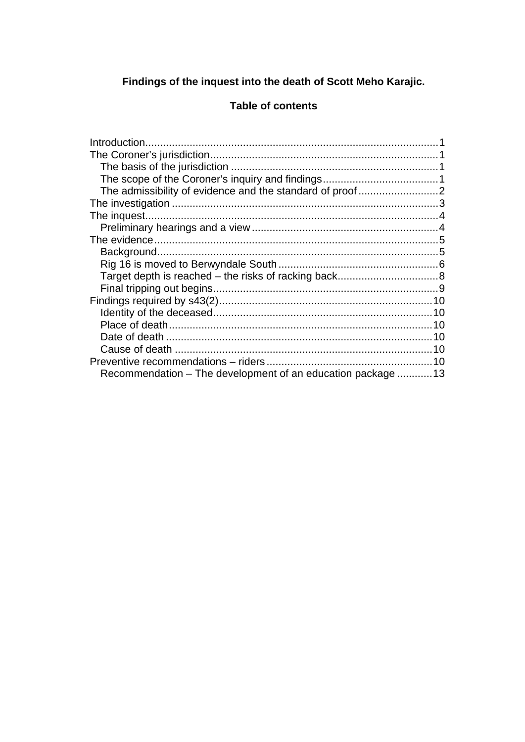**Findings of the inquest into the death of Scott Meho Karajic.**

**Table of contents**

Introduction..................................................................................................1
The Coroner's jurisdiction............................................................................1
  The basis of the jurisdiction .....................................................................1
  The scope of the Coroner's inquiry and findings......................................1
  The admissibility of evidence and the standard of proof...........................2
The investigation .........................................................................................3
The inquest..................................................................................................4
  Preliminary hearings and a view..............................................................4
The evidence...............................................................................................5
  Background..............................................................................................5
  Rig 16 is moved to Berwyndale South.....................................................6
  Target depth is reached – the risks of racking back.................................8
  Final tripping out begins...........................................................................9
Findings required by s43(2)........................................................................10
  Identity of the deceased.........................................................................10
  Place of death........................................................................................10
  Date of death .........................................................................................10
  Cause of death ......................................................................................10
Preventive recommendations – riders........................................................10
  Recommendation – The development of an education package ...........13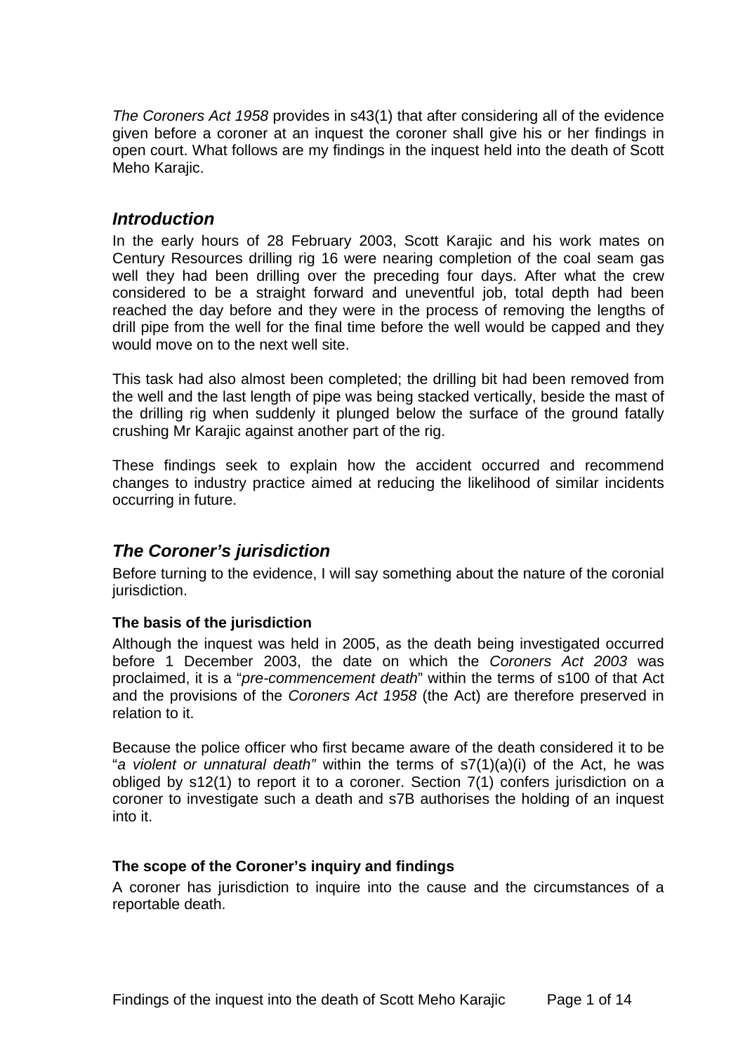*The Coroners Act 1958* provides in s43(1) that after considering all of the evidence given before a coroner at an inquest the coroner shall give his or her findings in open court. What follows are my findings in the inquest held into the death of Scott Meho Karajic.

## *Introduction*

In the early hours of 28 February 2003, Scott Karajic and his work mates on Century Resources drilling rig 16 were nearing completion of the coal seam gas well they had been drilling over the preceding four days. After what the crew considered to be a straight forward and uneventful job, total depth had been reached the day before and they were in the process of removing the lengths of drill pipe from the well for the final time before the well would be capped and they would move on to the next well site.

This task had also almost been completed; the drilling bit had been removed from the well and the last length of pipe was being stacked vertically, beside the mast of the drilling rig when suddenly it plunged below the surface of the ground fatally crushing Mr Karajic against another part of the rig.

These findings seek to explain how the accident occurred and recommend changes to industry practice aimed at reducing the likelihood of similar incidents occurring in future.

## *The Coroner's jurisdiction*

Before turning to the evidence, I will say something about the nature of the coronial jurisdiction.

### The basis of the jurisdiction

Although the inquest was held in 2005, as the death being investigated occurred before 1 December 2003, the date on which the *Coroners Act 2003* was proclaimed, it is a "*pre-commencement death*" within the terms of s100 of that Act and the provisions of the *Coroners Act 1958* (the Act) are therefore preserved in relation to it.

Because the police officer who first became aware of the death considered it to be "*a violent or unnatural death"* within the terms of s7(1)(a)(i) of the Act, he was obliged by s12(1) to report it to a coroner. Section 7(1) confers jurisdiction on a coroner to investigate such a death and s7B authorises the holding of an inquest into it.

### The scope of the Coroner's inquiry and findings

A coroner has jurisdiction to inquire into the cause and the circumstances of a reportable death.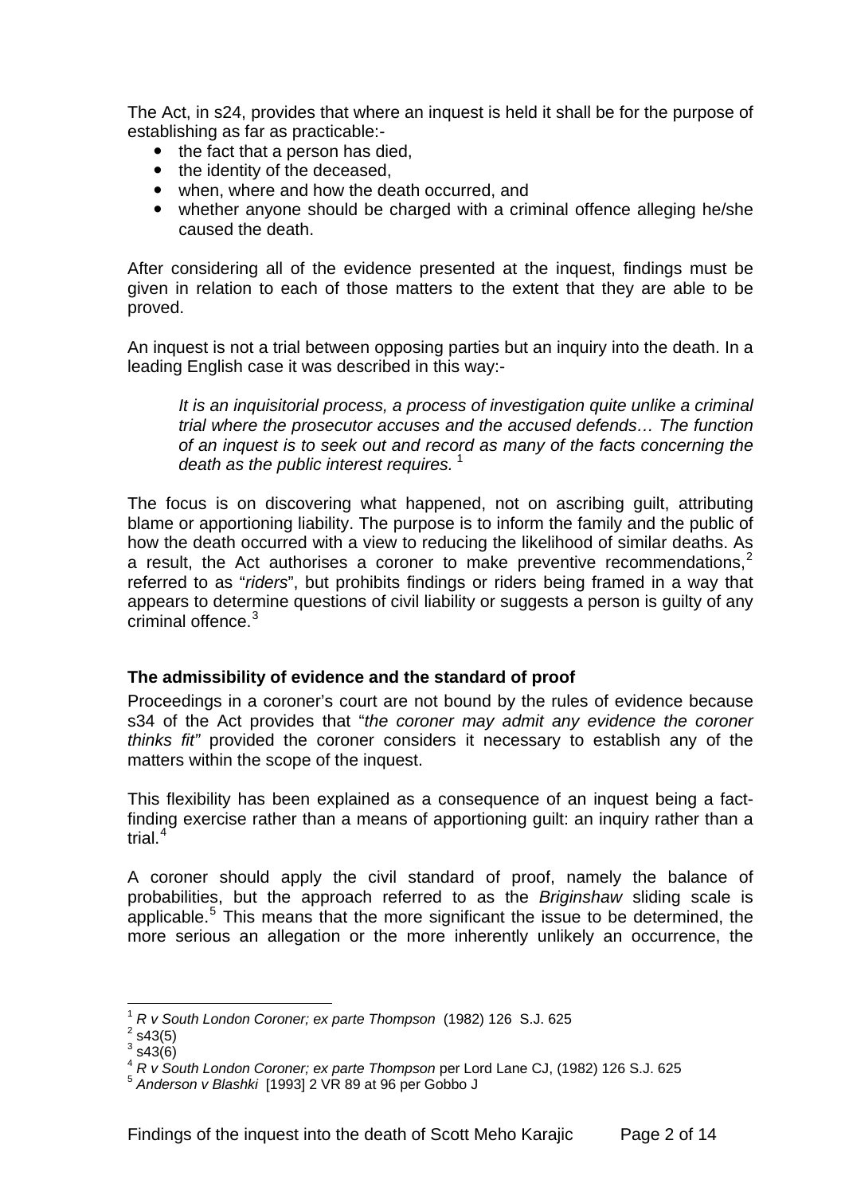The Act, in s24, provides that where an inquest is held it shall be for the purpose of establishing as far as practicable:-

- the fact that a person has died,
- the identity of the deceased,
- when, where and how the death occurred, and
- whether anyone should be charged with a criminal offence alleging he/she caused the death.

After considering all of the evidence presented at the inquest, findings must be given in relation to each of those matters to the extent that they are able to be proved.

An inquest is not a trial between opposing parties but an inquiry into the death. In a leading English case it was described in this way:-

> *It is an inquisitorial process, a process of investigation quite unlike a criminal trial where the prosecutor accuses and the accused defends… The function of an inquest is to seek out and record as many of the facts concerning the death as the public interest requires.* [1]

The focus is on discovering what happened, not on ascribing guilt, attributing blame or apportioning liability. The purpose is to inform the family and the public of how the death occurred with a view to reducing the likelihood of similar deaths. As a result, the Act authorises a coroner to make preventive recommendations,[2] referred to as "*riders*", but prohibits findings or riders being framed in a way that appears to determine questions of civil liability or suggests a person is guilty of any criminal offence.[3]

### The admissibility of evidence and the standard of proof

Proceedings in a coroner's court are not bound by the rules of evidence because s34 of the Act provides that "*the coroner may admit any evidence the coroner thinks fit"* provided the coroner considers it necessary to establish any of the matters within the scope of the inquest.

This flexibility has been explained as a consequence of an inquest being a fact-finding exercise rather than a means of apportioning guilt: an inquiry rather than a trial.[4]

A coroner should apply the civil standard of proof, namely the balance of probabilities, but the approach referred to as the *Briginshaw* sliding scale is applicable.[5] This means that the more significant the issue to be determined, the more serious an allegation or the more inherently unlikely an occurrence, the

---

[1] *R v South London Coroner; ex parte Thompson* (1982) 126 S.J. 625
[2] s43(5)
[3] s43(6)
[4] *R v South London Coroner; ex parte Thompson* per Lord Lane CJ, (1982) 126 S.J. 625
[5] *Anderson v Blashki* [1993] 2 VR 89 at 96 per Gobbo J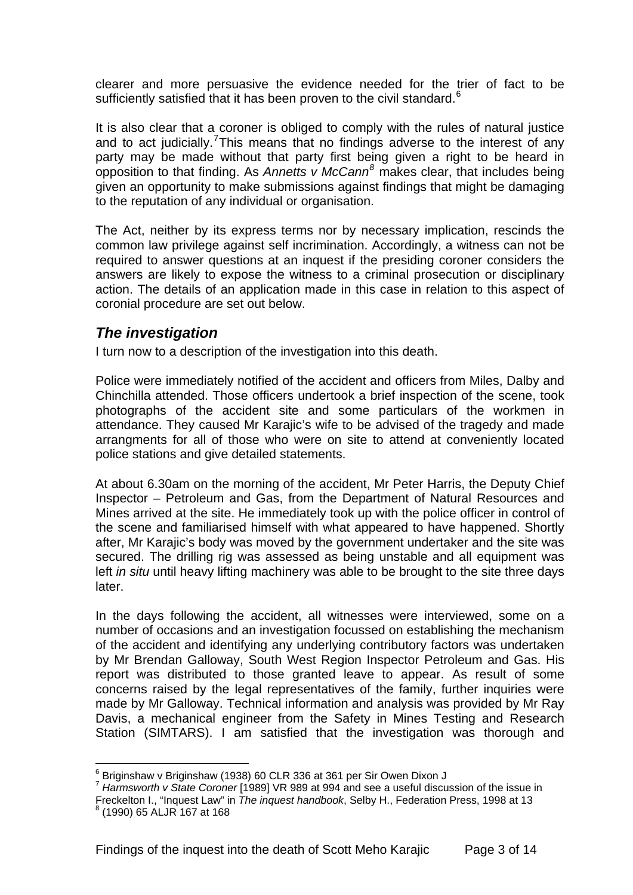clearer and more persuasive the evidence needed for the trier of fact to be sufficiently satisfied that it has been proven to the civil standard.[6]

It is also clear that a coroner is obliged to comply with the rules of natural justice and to act judicially.[7] This means that no findings adverse to the interest of any party may be made without that party first being given a right to be heard in opposition to that finding. As *Annetts v McCann*[8] makes clear, that includes being given an opportunity to make submissions against findings that might be damaging to the reputation of any individual or organisation.

The Act, neither by its express terms nor by necessary implication, rescinds the common law privilege against self incrimination. Accordingly, a witness can not be required to answer questions at an inquest if the presiding coroner considers the answers are likely to expose the witness to a criminal prosecution or disciplinary action. The details of an application made in this case in relation to this aspect of coronial procedure are set out below.

## *The investigation*

I turn now to a description of the investigation into this death.

Police were immediately notified of the accident and officers from Miles, Dalby and Chinchilla attended. Those officers undertook a brief inspection of the scene, took photographs of the accident site and some particulars of the workmen in attendance. They caused Mr Karajic's wife to be advised of the tragedy and made arrangments for all of those who were on site to attend at conveniently located police stations and give detailed statements.

At about 6.30am on the morning of the accident, Mr Peter Harris, the Deputy Chief Inspector – Petroleum and Gas, from the Department of Natural Resources and Mines arrived at the site. He immediately took up with the police officer in control of the scene and familiarised himself with what appeared to have happened. Shortly after, Mr Karajic's body was moved by the government undertaker and the site was secured. The drilling rig was assessed as being unstable and all equipment was left *in situ* until heavy lifting machinery was able to be brought to the site three days later.

In the days following the accident, all witnesses were interviewed, some on a number of occasions and an investigation focussed on establishing the mechanism of the accident and identifying any underlying contributory factors was undertaken by Mr Brendan Galloway, South West Region Inspector Petroleum and Gas. His report was distributed to those granted leave to appear. As result of some concerns raised by the legal representatives of the family, further inquiries were made by Mr Galloway. Technical information and analysis was provided by Mr Ray Davis, a mechanical engineer from the Safety in Mines Testing and Research Station (SIMTARS). I am satisfied that the investigation was thorough and

---

[6] Briginshaw v Briginshaw (1938) 60 CLR 336 at 361 per Sir Owen Dixon J

[7] *Harmsworth v State Coroner* [1989] VR 989 at 994 and see a useful discussion of the issue in Freckelton I., "Inquest Law" in *The inquest handbook*, Selby H., Federation Press, 1998 at 13

[8] (1990) 65 ALJR 167 at 168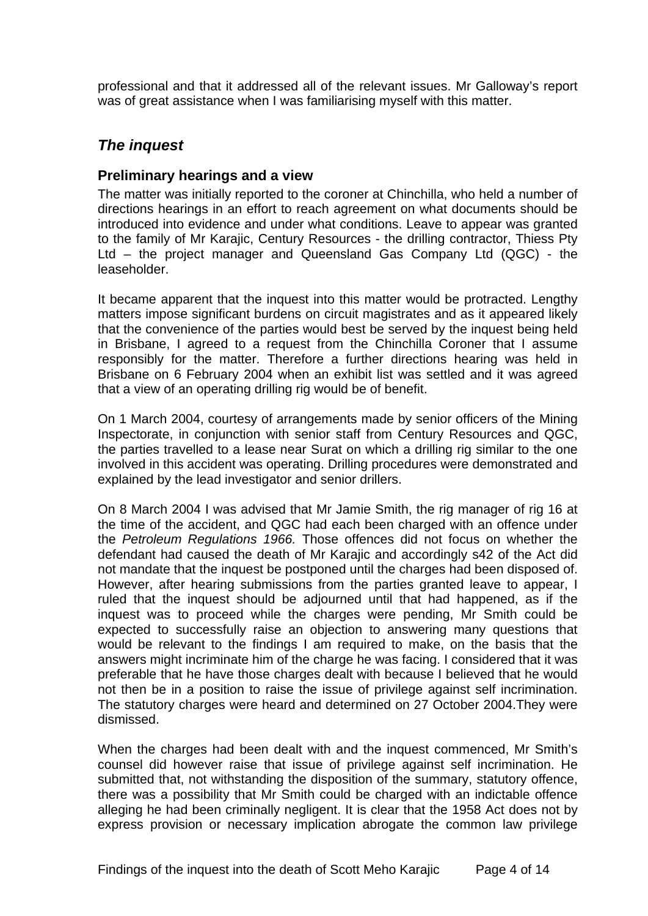professional and that it addressed all of the relevant issues. Mr Galloway's report was of great assistance when I was familiarising myself with this matter.

## *The inquest*

### Preliminary hearings and a view

The matter was initially reported to the coroner at Chinchilla, who held a number of directions hearings in an effort to reach agreement on what documents should be introduced into evidence and under what conditions. Leave to appear was granted to the family of Mr Karajic, Century Resources - the drilling contractor, Thiess Pty Ltd – the project manager and Queensland Gas Company Ltd (QGC) - the leaseholder.

It became apparent that the inquest into this matter would be protracted. Lengthy matters impose significant burdens on circuit magistrates and as it appeared likely that the convenience of the parties would best be served by the inquest being held in Brisbane, I agreed to a request from the Chinchilla Coroner that I assume responsibly for the matter. Therefore a further directions hearing was held in Brisbane on 6 February 2004 when an exhibit list was settled and it was agreed that a view of an operating drilling rig would be of benefit.

On 1 March 2004, courtesy of arrangements made by senior officers of the Mining Inspectorate, in conjunction with senior staff from Century Resources and QGC, the parties travelled to a lease near Surat on which a drilling rig similar to the one involved in this accident was operating. Drilling procedures were demonstrated and explained by the lead investigator and senior drillers.

On 8 March 2004 I was advised that Mr Jamie Smith, the rig manager of rig 16 at the time of the accident, and QGC had each been charged with an offence under the *Petroleum Regulations 1966.* Those offences did not focus on whether the defendant had caused the death of Mr Karajic and accordingly s42 of the Act did not mandate that the inquest be postponed until the charges had been disposed of. However, after hearing submissions from the parties granted leave to appear, I ruled that the inquest should be adjourned until that had happened, as if the inquest was to proceed while the charges were pending, Mr Smith could be expected to successfully raise an objection to answering many questions that would be relevant to the findings I am required to make, on the basis that the answers might incriminate him of the charge he was facing. I considered that it was preferable that he have those charges dealt with because I believed that he would not then be in a position to raise the issue of privilege against self incrimination. The statutory charges were heard and determined on 27 October 2004.They were dismissed.

When the charges had been dealt with and the inquest commenced, Mr Smith's counsel did however raise that issue of privilege against self incrimination. He submitted that, not withstanding the disposition of the summary, statutory offence, there was a possibility that Mr Smith could be charged with an indictable offence alleging he had been criminally negligent. It is clear that the 1958 Act does not by express provision or necessary implication abrogate the common law privilege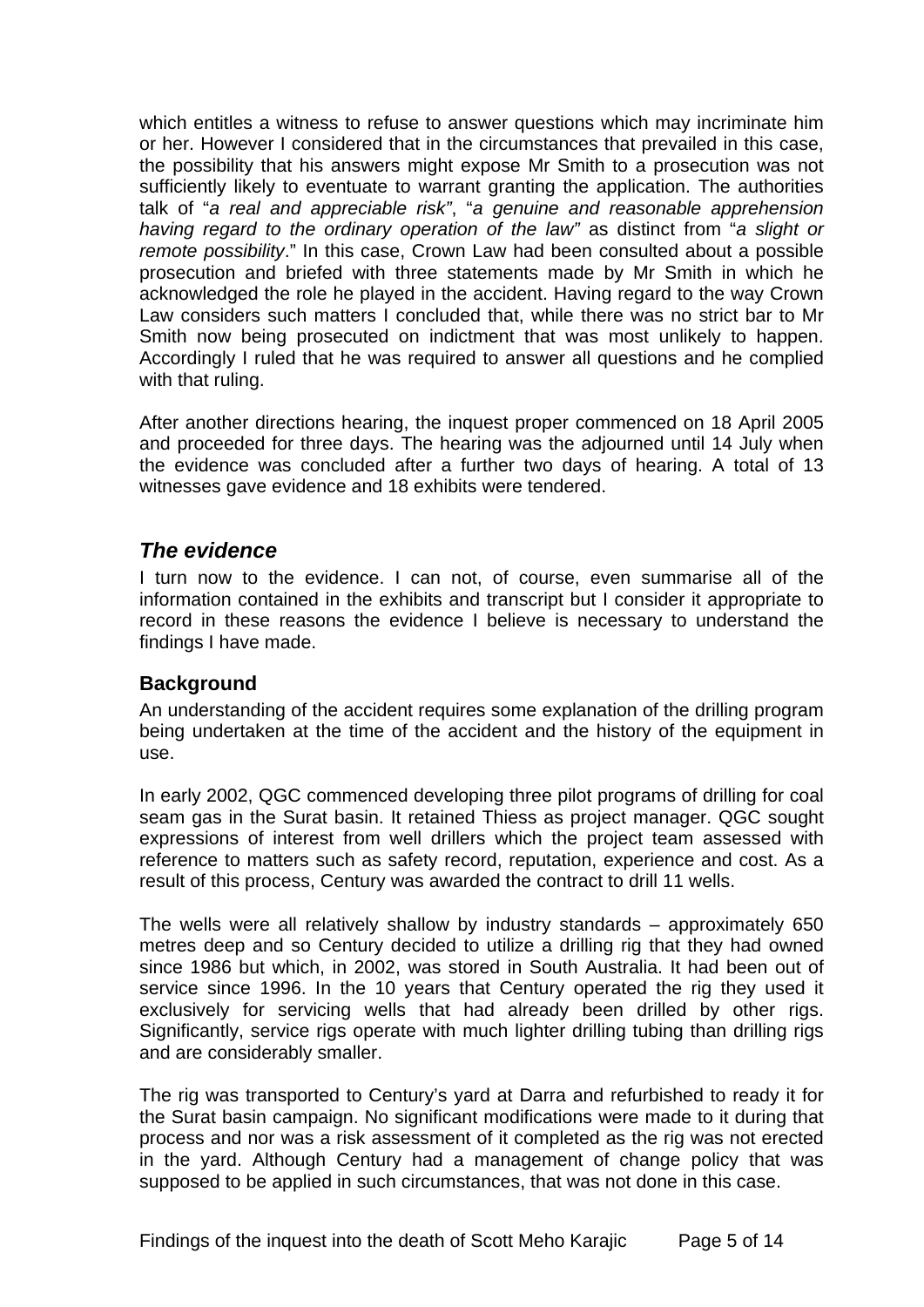which entitles a witness to refuse to answer questions which may incriminate him or her. However I considered that in the circumstances that prevailed in this case, the possibility that his answers might expose Mr Smith to a prosecution was not sufficiently likely to eventuate to warrant granting the application. The authorities talk of "*a real and appreciable risk"*, "*a genuine and reasonable apprehension having regard to the ordinary operation of the law"* as distinct from "*a slight or remote possibility*." In this case, Crown Law had been consulted about a possible prosecution and briefed with three statements made by Mr Smith in which he acknowledged the role he played in the accident. Having regard to the way Crown Law considers such matters I concluded that, while there was no strict bar to Mr Smith now being prosecuted on indictment that was most unlikely to happen. Accordingly I ruled that he was required to answer all questions and he complied with that ruling.

After another directions hearing, the inquest proper commenced on 18 April 2005 and proceeded for three days. The hearing was the adjourned until 14 July when the evidence was concluded after a further two days of hearing. A total of 13 witnesses gave evidence and 18 exhibits were tendered.

## *The evidence*

I turn now to the evidence. I can not, of course, even summarise all of the information contained in the exhibits and transcript but I consider it appropriate to record in these reasons the evidence I believe is necessary to understand the findings I have made.

### Background

An understanding of the accident requires some explanation of the drilling program being undertaken at the time of the accident and the history of the equipment in use.

In early 2002, QGC commenced developing three pilot programs of drilling for coal seam gas in the Surat basin. It retained Thiess as project manager. QGC sought expressions of interest from well drillers which the project team assessed with reference to matters such as safety record, reputation, experience and cost. As a result of this process, Century was awarded the contract to drill 11 wells.

The wells were all relatively shallow by industry standards – approximately 650 metres deep and so Century decided to utilize a drilling rig that they had owned since 1986 but which, in 2002, was stored in South Australia. It had been out of service since 1996. In the 10 years that Century operated the rig they used it exclusively for servicing wells that had already been drilled by other rigs. Significantly, service rigs operate with much lighter drilling tubing than drilling rigs and are considerably smaller.

The rig was transported to Century's yard at Darra and refurbished to ready it for the Surat basin campaign. No significant modifications were made to it during that process and nor was a risk assessment of it completed as the rig was not erected in the yard. Although Century had a management of change policy that was supposed to be applied in such circumstances, that was not done in this case.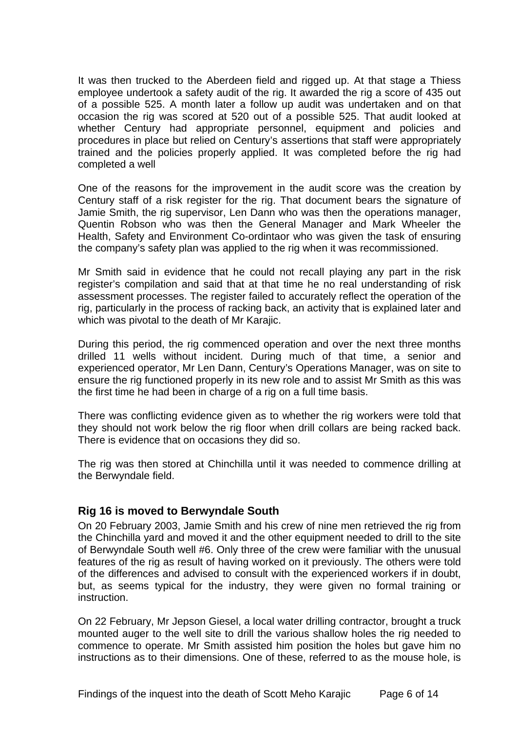It was then trucked to the Aberdeen field and rigged up. At that stage a Thiess employee undertook a safety audit of the rig. It awarded the rig a score of 435 out of a possible 525. A month later a follow up audit was undertaken and on that occasion the rig was scored at 520 out of a possible 525. That audit looked at whether Century had appropriate personnel, equipment and policies and procedures in place but relied on Century's assertions that staff were appropriately trained and the policies properly applied. It was completed before the rig had completed a well

One of the reasons for the improvement in the audit score was the creation by Century staff of a risk register for the rig. That document bears the signature of Jamie Smith, the rig supervisor, Len Dann who was then the operations manager, Quentin Robson who was then the General Manager and Mark Wheeler the Health, Safety and Environment Co-ordintaor who was given the task of ensuring the company's safety plan was applied to the rig when it was recommissioned.

Mr Smith said in evidence that he could not recall playing any part in the risk register's compilation and said that at that time he no real understanding of risk assessment processes. The register failed to accurately reflect the operation of the rig, particularly in the process of racking back, an activity that is explained later and which was pivotal to the death of Mr Karajic.

During this period, the rig commenced operation and over the next three months drilled 11 wells without incident. During much of that time, a senior and experienced operator, Mr Len Dann, Century's Operations Manager, was on site to ensure the rig functioned properly in its new role and to assist Mr Smith as this was the first time he had been in charge of a rig on a full time basis.

There was conflicting evidence given as to whether the rig workers were told that they should not work below the rig floor when drill collars are being racked back. There is evidence that on occasions they did so.

The rig was then stored at Chinchilla until it was needed to commence drilling at the Berwyndale field.

### Rig 16 is moved to Berwyndale South

On 20 February 2003, Jamie Smith and his crew of nine men retrieved the rig from the Chinchilla yard and moved it and the other equipment needed to drill to the site of Berwyndale South well #6. Only three of the crew were familiar with the unusual features of the rig as result of having worked on it previously. The others were told of the differences and advised to consult with the experienced workers if in doubt, but, as seems typical for the industry, they were given no formal training or instruction.

On 22 February, Mr Jepson Giesel, a local water drilling contractor, brought a truck mounted auger to the well site to drill the various shallow holes the rig needed to commence to operate. Mr Smith assisted him position the holes but gave him no instructions as to their dimensions. One of these, referred to as the mouse hole, is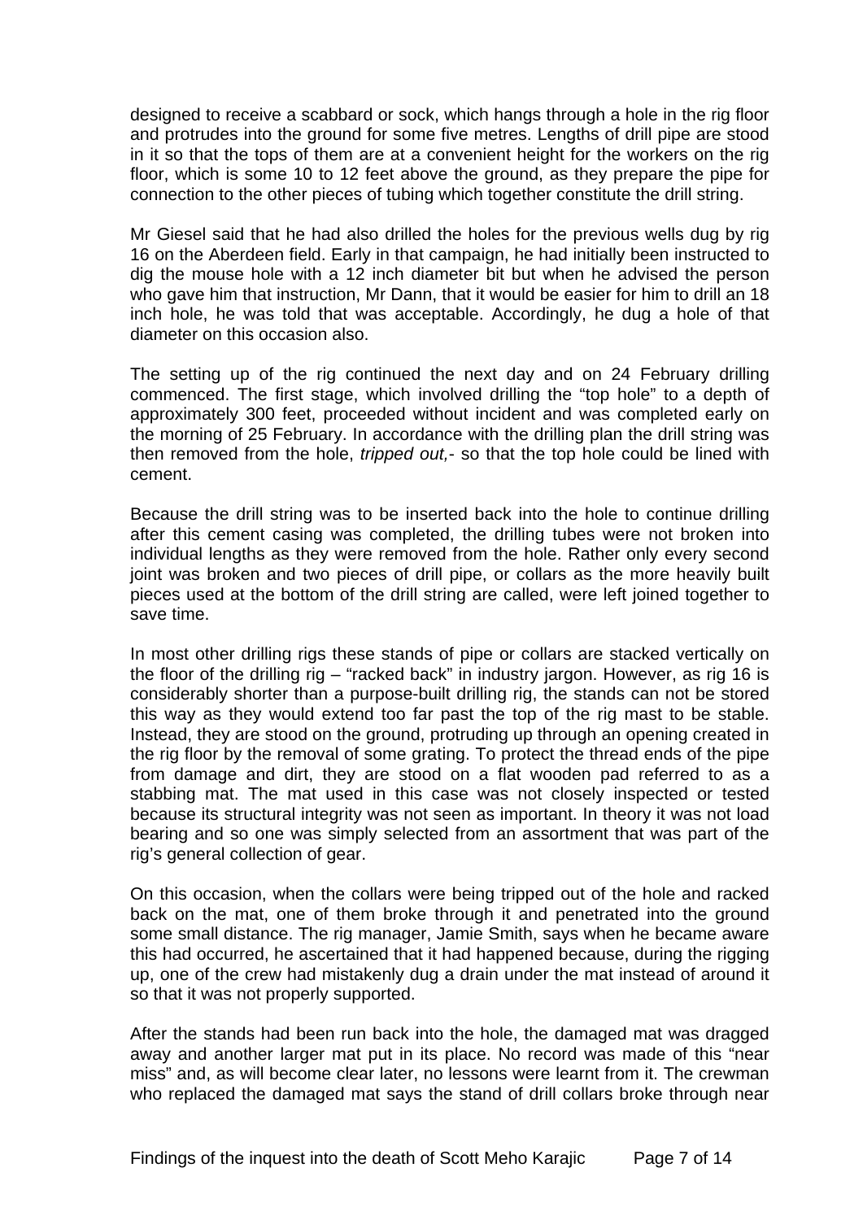designed to receive a scabbard or sock, which hangs through a hole in the rig floor and protrudes into the ground for some five metres. Lengths of drill pipe are stood in it so that the tops of them are at a convenient height for the workers on the rig floor, which is some 10 to 12 feet above the ground, as they prepare the pipe for connection to the other pieces of tubing which together constitute the drill string.

Mr Giesel said that he had also drilled the holes for the previous wells dug by rig 16 on the Aberdeen field. Early in that campaign, he had initially been instructed to dig the mouse hole with a 12 inch diameter bit but when he advised the person who gave him that instruction, Mr Dann, that it would be easier for him to drill an 18 inch hole, he was told that was acceptable. Accordingly, he dug a hole of that diameter on this occasion also.

The setting up of the rig continued the next day and on 24 February drilling commenced. The first stage, which involved drilling the "top hole" to a depth of approximately 300 feet, proceeded without incident and was completed early on the morning of 25 February. In accordance with the drilling plan the drill string was then removed from the hole, *tripped out,-* so that the top hole could be lined with cement.

Because the drill string was to be inserted back into the hole to continue drilling after this cement casing was completed, the drilling tubes were not broken into individual lengths as they were removed from the hole. Rather only every second joint was broken and two pieces of drill pipe, or collars as the more heavily built pieces used at the bottom of the drill string are called, were left joined together to save time.

In most other drilling rigs these stands of pipe or collars are stacked vertically on the floor of the drilling rig – "racked back" in industry jargon. However, as rig 16 is considerably shorter than a purpose-built drilling rig, the stands can not be stored this way as they would extend too far past the top of the rig mast to be stable. Instead, they are stood on the ground, protruding up through an opening created in the rig floor by the removal of some grating. To protect the thread ends of the pipe from damage and dirt, they are stood on a flat wooden pad referred to as a stabbing mat. The mat used in this case was not closely inspected or tested because its structural integrity was not seen as important. In theory it was not load bearing and so one was simply selected from an assortment that was part of the rig's general collection of gear.

On this occasion, when the collars were being tripped out of the hole and racked back on the mat, one of them broke through it and penetrated into the ground some small distance. The rig manager, Jamie Smith, says when he became aware this had occurred, he ascertained that it had happened because, during the rigging up, one of the crew had mistakenly dug a drain under the mat instead of around it so that it was not properly supported.

After the stands had been run back into the hole, the damaged mat was dragged away and another larger mat put in its place. No record was made of this "near miss" and, as will become clear later, no lessons were learnt from it. The crewman who replaced the damaged mat says the stand of drill collars broke through near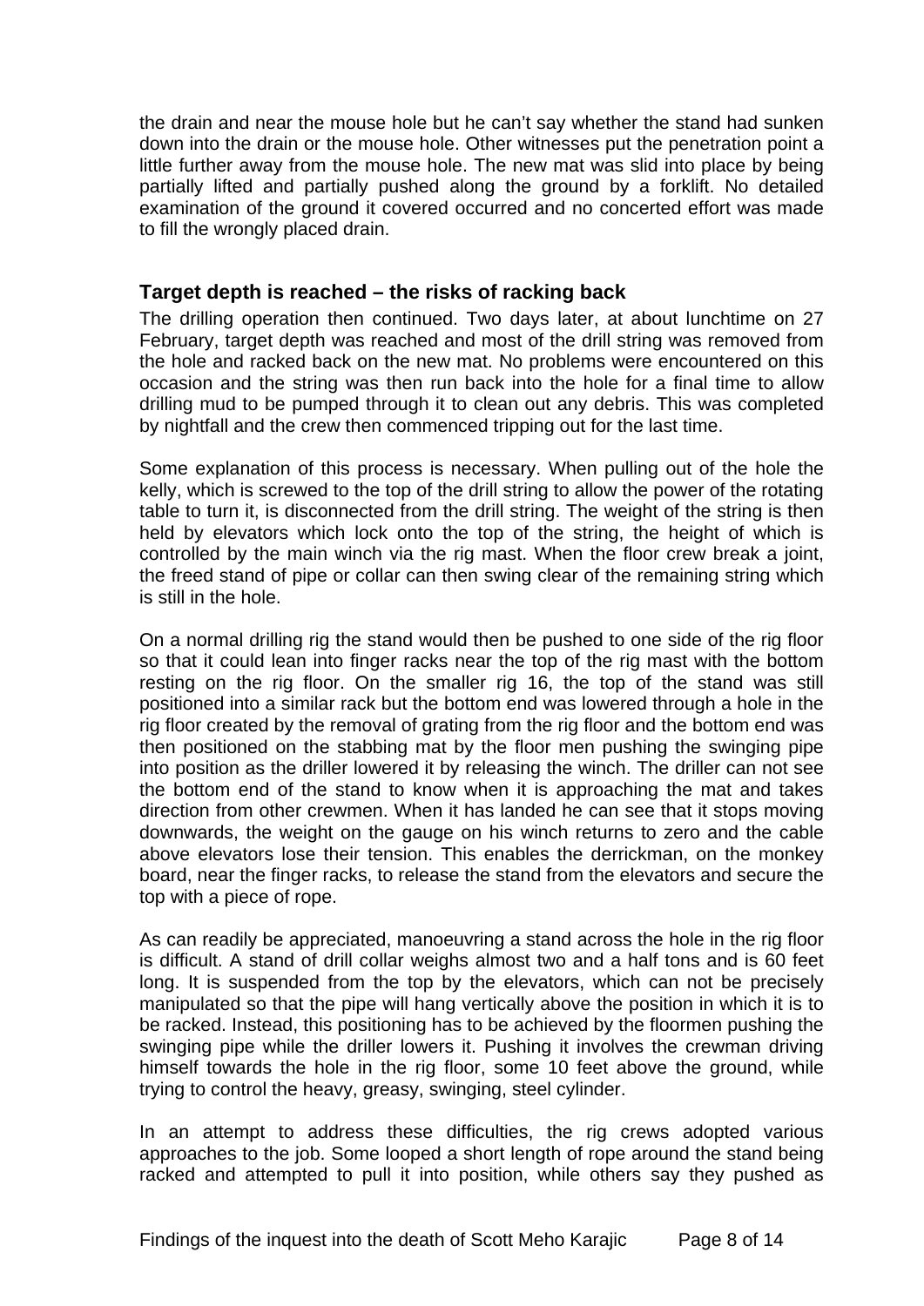the drain and near the mouse hole but he can't say whether the stand had sunken down into the drain or the mouse hole. Other witnesses put the penetration point a little further away from the mouse hole. The new mat was slid into place by being partially lifted and partially pushed along the ground by a forklift. No detailed examination of the ground it covered occurred and no concerted effort was made to fill the wrongly placed drain.

## Target depth is reached – the risks of racking back

The drilling operation then continued. Two days later, at about lunchtime on 27 February, target depth was reached and most of the drill string was removed from the hole and racked back on the new mat. No problems were encountered on this occasion and the string was then run back into the hole for a final time to allow drilling mud to be pumped through it to clean out any debris. This was completed by nightfall and the crew then commenced tripping out for the last time.

Some explanation of this process is necessary. When pulling out of the hole the kelly, which is screwed to the top of the drill string to allow the power of the rotating table to turn it, is disconnected from the drill string. The weight of the string is then held by elevators which lock onto the top of the string, the height of which is controlled by the main winch via the rig mast. When the floor crew break a joint, the freed stand of pipe or collar can then swing clear of the remaining string which is still in the hole.

On a normal drilling rig the stand would then be pushed to one side of the rig floor so that it could lean into finger racks near the top of the rig mast with the bottom resting on the rig floor. On the smaller rig 16, the top of the stand was still positioned into a similar rack but the bottom end was lowered through a hole in the rig floor created by the removal of grating from the rig floor and the bottom end was then positioned on the stabbing mat by the floor men pushing the swinging pipe into position as the driller lowered it by releasing the winch. The driller can not see the bottom end of the stand to know when it is approaching the mat and takes direction from other crewmen. When it has landed he can see that it stops moving downwards, the weight on the gauge on his winch returns to zero and the cable above elevators lose their tension. This enables the derrickman, on the monkey board, near the finger racks, to release the stand from the elevators and secure the top with a piece of rope.

As can readily be appreciated, manoeuvring a stand across the hole in the rig floor is difficult. A stand of drill collar weighs almost two and a half tons and is 60 feet long. It is suspended from the top by the elevators, which can not be precisely manipulated so that the pipe will hang vertically above the position in which it is to be racked. Instead, this positioning has to be achieved by the floormen pushing the swinging pipe while the driller lowers it. Pushing it involves the crewman driving himself towards the hole in the rig floor, some 10 feet above the ground, while trying to control the heavy, greasy, swinging, steel cylinder.

In an attempt to address these difficulties, the rig crews adopted various approaches to the job. Some looped a short length of rope around the stand being racked and attempted to pull it into position, while others say they pushed as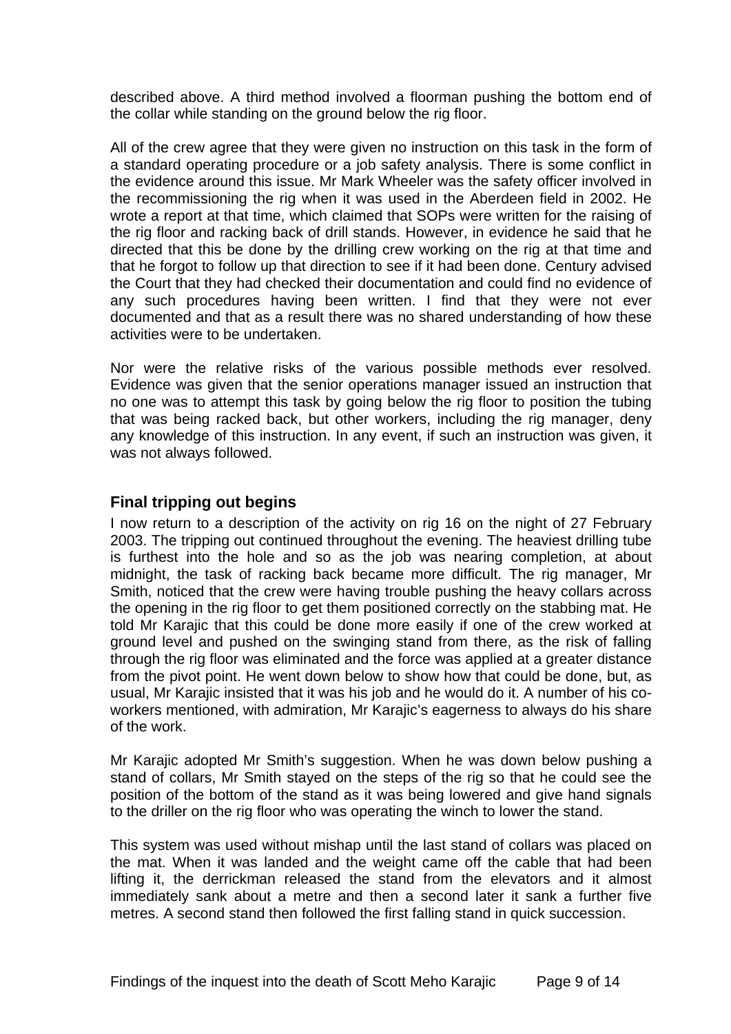described above. A third method involved a floorman pushing the bottom end of the collar while standing on the ground below the rig floor.

All of the crew agree that they were given no instruction on this task in the form of a standard operating procedure or a job safety analysis. There is some conflict in the evidence around this issue. Mr Mark Wheeler was the safety officer involved in the recommissioning the rig when it was used in the Aberdeen field in 2002. He wrote a report at that time, which claimed that SOPs were written for the raising of the rig floor and racking back of drill stands. However, in evidence he said that he directed that this be done by the drilling crew working on the rig at that time and that he forgot to follow up that direction to see if it had been done. Century advised the Court that they had checked their documentation and could find no evidence of any such procedures having been written. I find that they were not ever documented and that as a result there was no shared understanding of how these activities were to be undertaken.

Nor were the relative risks of the various possible methods ever resolved. Evidence was given that the senior operations manager issued an instruction that no one was to attempt this task by going below the rig floor to position the tubing that was being racked back, but other workers, including the rig manager, deny any knowledge of this instruction. In any event, if such an instruction was given, it was not always followed.

## Final tripping out begins

I now return to a description of the activity on rig 16 on the night of 27 February 2003. The tripping out continued throughout the evening. The heaviest drilling tube is furthest into the hole and so as the job was nearing completion, at about midnight, the task of racking back became more difficult. The rig manager, Mr Smith, noticed that the crew were having trouble pushing the heavy collars across the opening in the rig floor to get them positioned correctly on the stabbing mat. He told Mr Karajic that this could be done more easily if one of the crew worked at ground level and pushed on the swinging stand from there, as the risk of falling through the rig floor was eliminated and the force was applied at a greater distance from the pivot point. He went down below to show how that could be done, but, as usual, Mr Karajic insisted that it was his job and he would do it. A number of his co-workers mentioned, with admiration, Mr Karajic's eagerness to always do his share of the work.

Mr Karajic adopted Mr Smith's suggestion. When he was down below pushing a stand of collars, Mr Smith stayed on the steps of the rig so that he could see the position of the bottom of the stand as it was being lowered and give hand signals to the driller on the rig floor who was operating the winch to lower the stand.

This system was used without mishap until the last stand of collars was placed on the mat. When it was landed and the weight came off the cable that had been lifting it, the derrickman released the stand from the elevators and it almost immediately sank about a metre and then a second later it sank a further five metres. A second stand then followed the first falling stand in quick succession.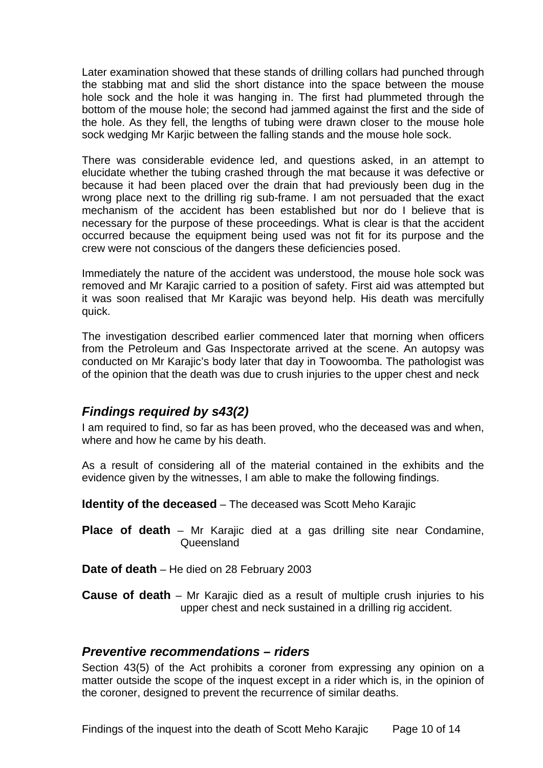Later examination showed that these stands of drilling collars had punched through the stabbing mat and slid the short distance into the space between the mouse hole sock and the hole it was hanging in. The first had plummeted through the bottom of the mouse hole; the second had jammed against the first and the side of the hole. As they fell, the lengths of tubing were drawn closer to the mouse hole sock wedging Mr Karjic between the falling stands and the mouse hole sock.

There was considerable evidence led, and questions asked, in an attempt to elucidate whether the tubing crashed through the mat because it was defective or because it had been placed over the drain that had previously been dug in the wrong place next to the drilling rig sub-frame. I am not persuaded that the exact mechanism of the accident has been established but nor do I believe that is necessary for the purpose of these proceedings. What is clear is that the accident occurred because the equipment being used was not fit for its purpose and the crew were not conscious of the dangers these deficiencies posed.

Immediately the nature of the accident was understood, the mouse hole sock was removed and Mr Karajic carried to a position of safety. First aid was attempted but it was soon realised that Mr Karajic was beyond help. His death was mercifully quick.

The investigation described earlier commenced later that morning when officers from the Petroleum and Gas Inspectorate arrived at the scene. An autopsy was conducted on Mr Karajic's body later that day in Toowoomba. The pathologist was of the opinion that the death was due to crush injuries to the upper chest and neck

## *Findings required by s43(2)*

I am required to find, so far as has been proved, who the deceased was and when, where and how he came by his death.

As a result of considering all of the material contained in the exhibits and the evidence given by the witnesses, I am able to make the following findings.

**Identity of the deceased** – The deceased was Scott Meho Karajic

**Place of death** – Mr Karajic died at a gas drilling site near Condamine, Queensland

**Date of death** – He died on 28 February 2003

**Cause of death** – Mr Karajic died as a result of multiple crush injuries to his upper chest and neck sustained in a drilling rig accident.

## *Preventive recommendations – riders*

Section 43(5) of the Act prohibits a coroner from expressing any opinion on a matter outside the scope of the inquest except in a rider which is, in the opinion of the coroner, designed to prevent the recurrence of similar deaths.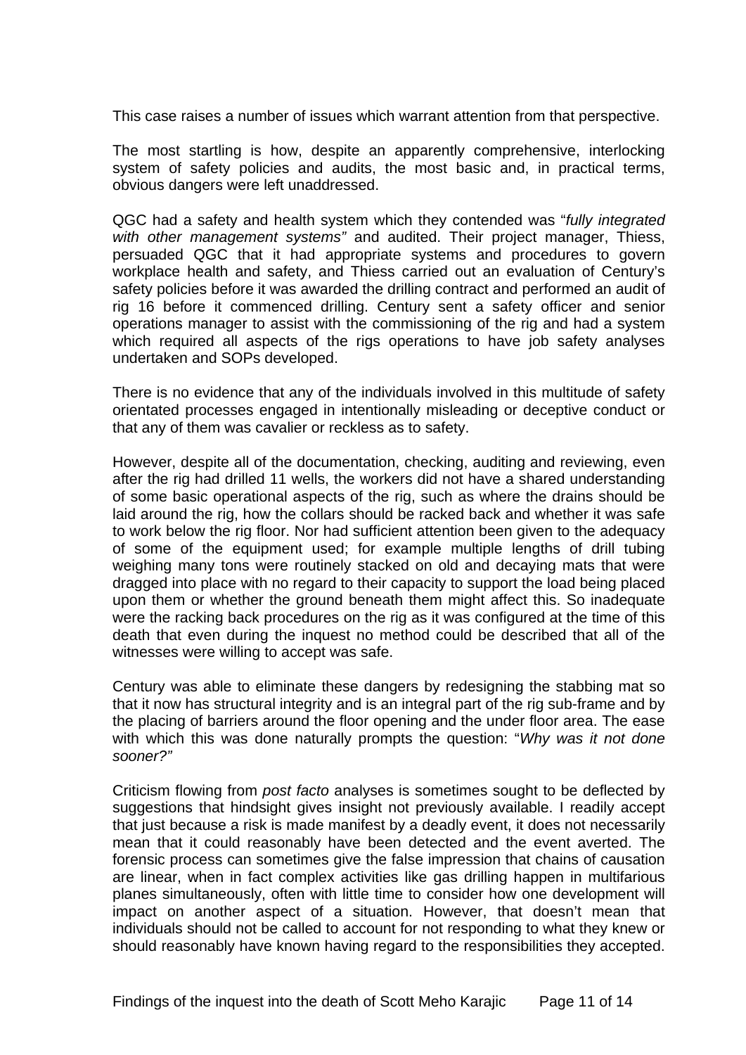This case raises a number of issues which warrant attention from that perspective.

The most startling is how, despite an apparently comprehensive, interlocking system of safety policies and audits, the most basic and, in practical terms, obvious dangers were left unaddressed.

QGC had a safety and health system which they contended was "*fully integrated with other management systems"* and audited. Their project manager, Thiess, persuaded QGC that it had appropriate systems and procedures to govern workplace health and safety, and Thiess carried out an evaluation of Century's safety policies before it was awarded the drilling contract and performed an audit of rig 16 before it commenced drilling. Century sent a safety officer and senior operations manager to assist with the commissioning of the rig and had a system which required all aspects of the rigs operations to have job safety analyses undertaken and SOPs developed.

There is no evidence that any of the individuals involved in this multitude of safety orientated processes engaged in intentionally misleading or deceptive conduct or that any of them was cavalier or reckless as to safety.

However, despite all of the documentation, checking, auditing and reviewing, even after the rig had drilled 11 wells, the workers did not have a shared understanding of some basic operational aspects of the rig, such as where the drains should be laid around the rig, how the collars should be racked back and whether it was safe to work below the rig floor. Nor had sufficient attention been given to the adequacy of some of the equipment used; for example multiple lengths of drill tubing weighing many tons were routinely stacked on old and decaying mats that were dragged into place with no regard to their capacity to support the load being placed upon them or whether the ground beneath them might affect this. So inadequate were the racking back procedures on the rig as it was configured at the time of this death that even during the inquest no method could be described that all of the witnesses were willing to accept was safe.

Century was able to eliminate these dangers by redesigning the stabbing mat so that it now has structural integrity and is an integral part of the rig sub-frame and by the placing of barriers around the floor opening and the under floor area. The ease with which this was done naturally prompts the question: "*Why was it not done sooner?"*

Criticism flowing from *post facto* analyses is sometimes sought to be deflected by suggestions that hindsight gives insight not previously available. I readily accept that just because a risk is made manifest by a deadly event, it does not necessarily mean that it could reasonably have been detected and the event averted. The forensic process can sometimes give the false impression that chains of causation are linear, when in fact complex activities like gas drilling happen in multifarious planes simultaneously, often with little time to consider how one development will impact on another aspect of a situation. However, that doesn't mean that individuals should not be called to account for not responding to what they knew or should reasonably have known having regard to the responsibilities they accepted.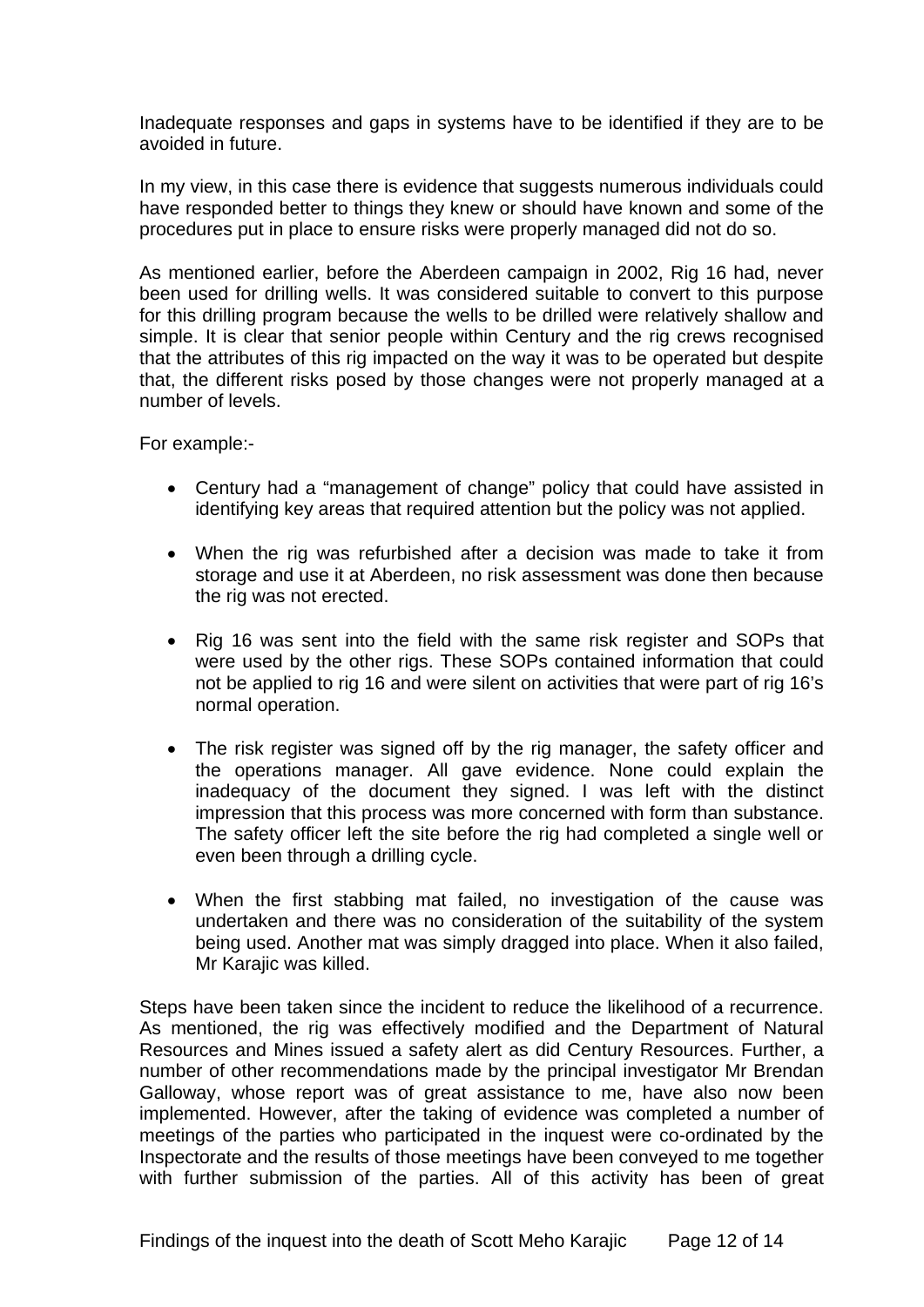Inadequate responses and gaps in systems have to be identified if they are to be avoided in future.

In my view, in this case there is evidence that suggests numerous individuals could have responded better to things they knew or should have known and some of the procedures put in place to ensure risks were properly managed did not do so.

As mentioned earlier, before the Aberdeen campaign in 2002, Rig 16 had, never been used for drilling wells. It was considered suitable to convert to this purpose for this drilling program because the wells to be drilled were relatively shallow and simple. It is clear that senior people within Century and the rig crews recognised that the attributes of this rig impacted on the way it was to be operated but despite that, the different risks posed by those changes were not properly managed at a number of levels.

For example:-

- Century had a "management of change" policy that could have assisted in identifying key areas that required attention but the policy was not applied.

- When the rig was refurbished after a decision was made to take it from storage and use it at Aberdeen, no risk assessment was done then because the rig was not erected.

- Rig 16 was sent into the field with the same risk register and SOPs that were used by the other rigs. These SOPs contained information that could not be applied to rig 16 and were silent on activities that were part of rig 16's normal operation.

- The risk register was signed off by the rig manager, the safety officer and the operations manager. All gave evidence. None could explain the inadequacy of the document they signed. I was left with the distinct impression that this process was more concerned with form than substance. The safety officer left the site before the rig had completed a single well or even been through a drilling cycle.

- When the first stabbing mat failed, no investigation of the cause was undertaken and there was no consideration of the suitability of the system being used. Another mat was simply dragged into place. When it also failed, Mr Karajic was killed.

Steps have been taken since the incident to reduce the likelihood of a recurrence. As mentioned, the rig was effectively modified and the Department of Natural Resources and Mines issued a safety alert as did Century Resources. Further, a number of other recommendations made by the principal investigator Mr Brendan Galloway, whose report was of great assistance to me, have also now been implemented. However, after the taking of evidence was completed a number of meetings of the parties who participated in the inquest were co-ordinated by the Inspectorate and the results of those meetings have been conveyed to me together with further submission of the parties. All of this activity has been of great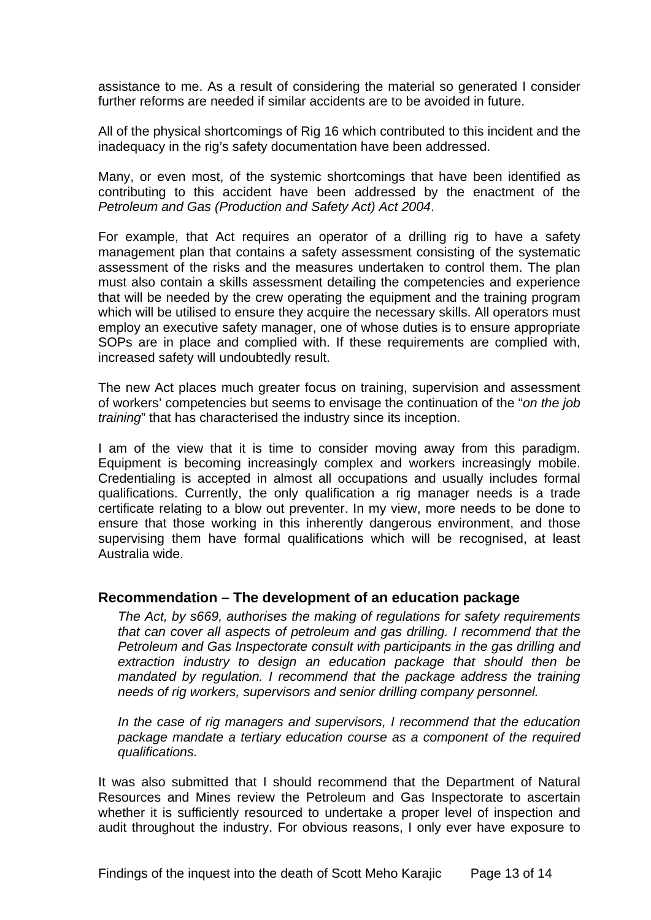assistance to me. As a result of considering the material so generated I consider further reforms are needed if similar accidents are to be avoided in future.

All of the physical shortcomings of Rig 16 which contributed to this incident and the inadequacy in the rig's safety documentation have been addressed.

Many, or even most, of the systemic shortcomings that have been identified as contributing to this accident have been addressed by the enactment of the *Petroleum and Gas (Production and Safety Act) Act 2004*.

For example, that Act requires an operator of a drilling rig to have a safety management plan that contains a safety assessment consisting of the systematic assessment of the risks and the measures undertaken to control them. The plan must also contain a skills assessment detailing the competencies and experience that will be needed by the crew operating the equipment and the training program which will be utilised to ensure they acquire the necessary skills. All operators must employ an executive safety manager, one of whose duties is to ensure appropriate SOPs are in place and complied with. If these requirements are complied with, increased safety will undoubtedly result.

The new Act places much greater focus on training, supervision and assessment of workers' competencies but seems to envisage the continuation of the "*on the job training*" that has characterised the industry since its inception.

I am of the view that it is time to consider moving away from this paradigm. Equipment is becoming increasingly complex and workers increasingly mobile. Credentialing is accepted in almost all occupations and usually includes formal qualifications. Currently, the only qualification a rig manager needs is a trade certificate relating to a blow out preventer. In my view, more needs to be done to ensure that those working in this inherently dangerous environment, and those supervising them have formal qualifications which will be recognised, at least Australia wide.

## Recommendation – The development of an education package

*The Act, by s669, authorises the making of regulations for safety requirements that can cover all aspects of petroleum and gas drilling. I recommend that the Petroleum and Gas Inspectorate consult with participants in the gas drilling and extraction industry to design an education package that should then be mandated by regulation. I recommend that the package address the training needs of rig workers, supervisors and senior drilling company personnel.*

*In the case of rig managers and supervisors, I recommend that the education package mandate a tertiary education course as a component of the required qualifications.*

It was also submitted that I should recommend that the Department of Natural Resources and Mines review the Petroleum and Gas Inspectorate to ascertain whether it is sufficiently resourced to undertake a proper level of inspection and audit throughout the industry. For obvious reasons, I only ever have exposure to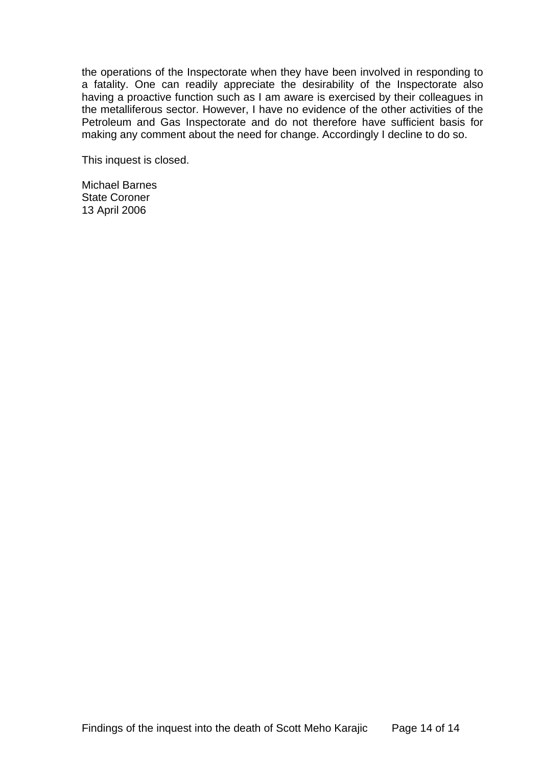the operations of the Inspectorate when they have been involved in responding to a fatality. One can readily appreciate the desirability of the Inspectorate also having a proactive function such as I am aware is exercised by their colleagues in the metalliferous sector. However, I have no evidence of the other activities of the Petroleum and Gas Inspectorate and do not therefore have sufficient basis for making any comment about the need for change. Accordingly I decline to do so.

This inquest is closed.

Michael Barnes
State Coroner
13 April 2006